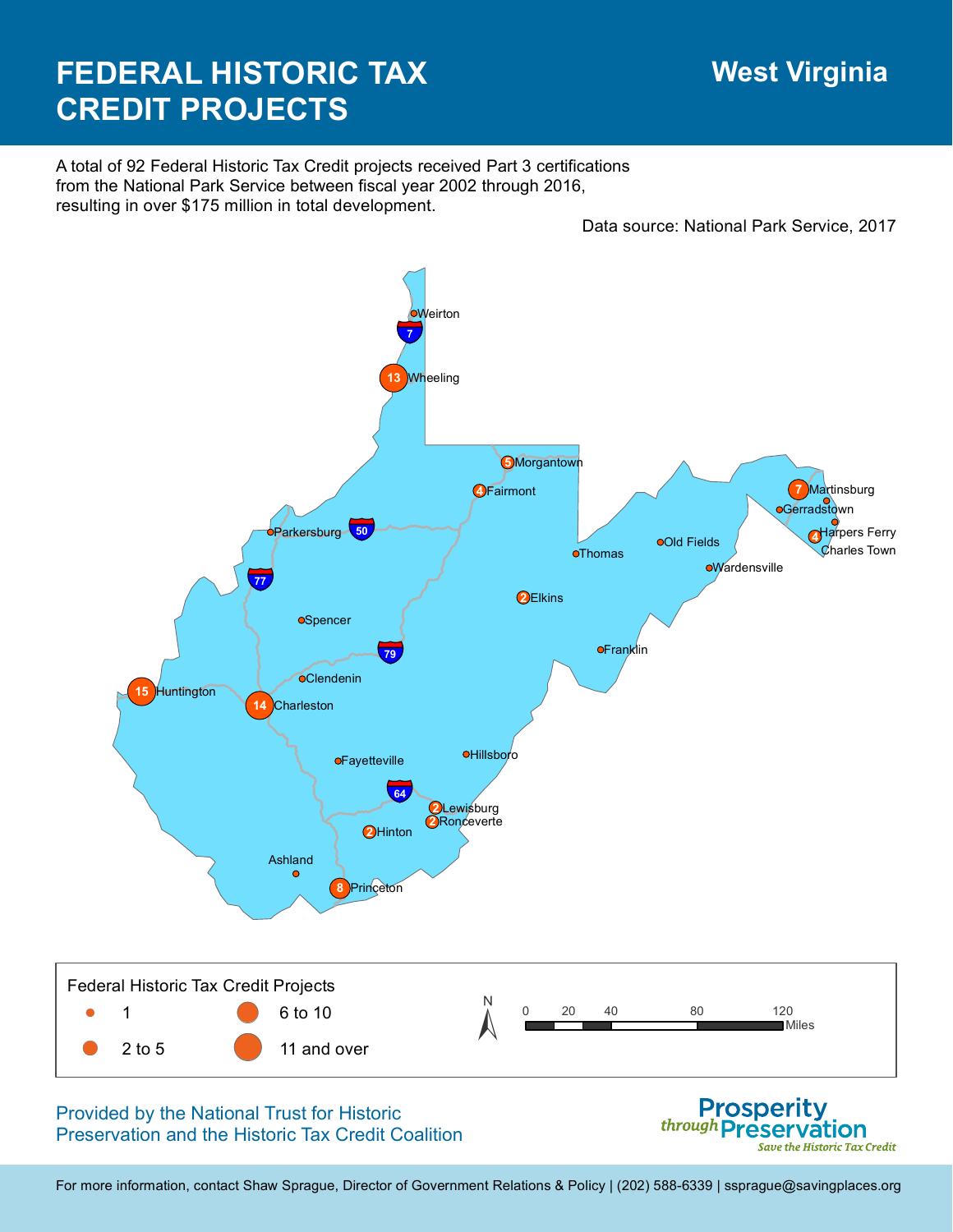# FEDERAL HISTORIC TAX CREDIT PROJECTS

## West Virginia

A total of 92 Federal Historic Tax Credit projects received Part 3 certifications from the National Park Service between fiscal year 2002 through 2016, resulting in over $175 million in total development.

Data source: National Park Service, 2017

Weirton
7
13 Wheeling
5 Morgantown
4 Fairmont
7 Martinsburg
Gerradstown
4 Harpers Ferry
Charles Town
Parkersburg
50
77
Thomas
Old Fields
Wardensville
2 Elkins
Spencer
79
Franklin
15 Huntington
14 Charleston
Clendenin
Fayetteville
Hillsboro
64
2 Lewisburg
2 Ronceverte
2 Hinton
Ashland
8 Princeton

**Federal Historic Tax Credit Projects**

- 1
- 2 to 5
- 6 to 10
- 11 and over

N

0 20 40 80 120 Miles

Provided by the National Trust for Historic Preservation and the Historic Tax Credit Coalition

Prosperity *through* Preservation
*Save the Historic Tax Credit*

For more information, contact Shaw Sprague, Director of Government Relations & Policy | (202) 588-6339 | ssprague@savingplaces.org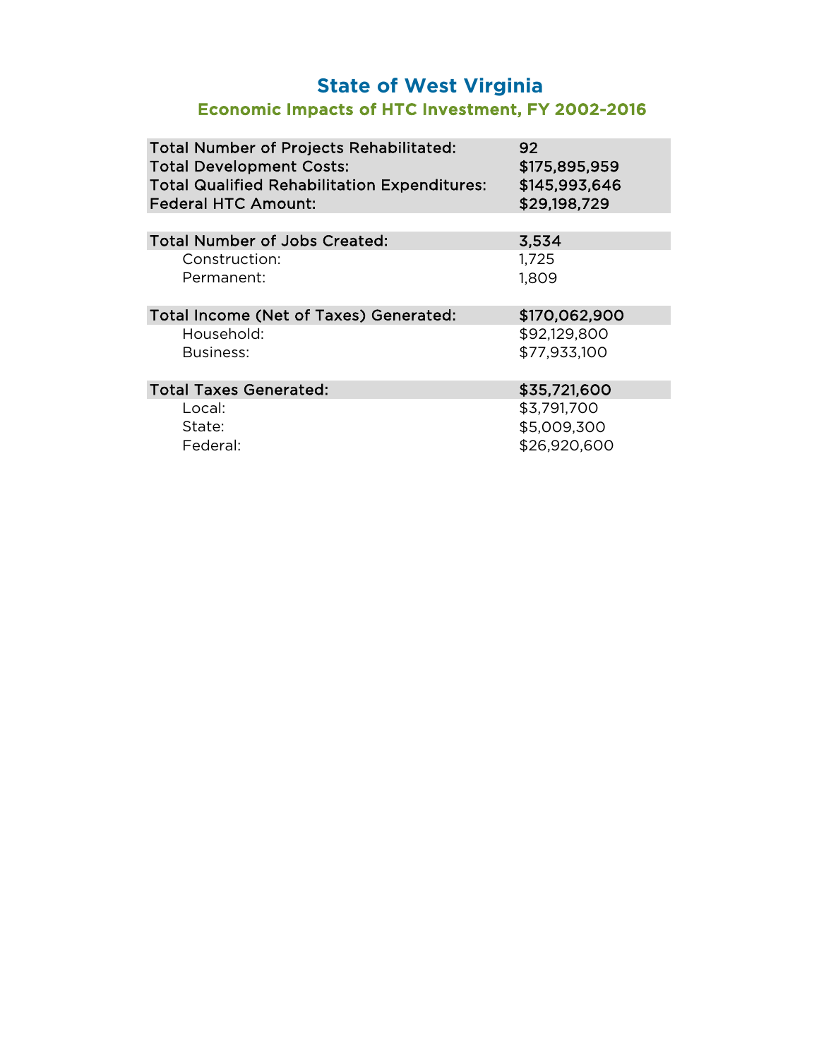# State of West Virginia

## Economic Impacts of HTC Investment, FY 2002-2016

| | |
|---|---|
| **Total Number of Projects Rehabilitated:** | 92 |
| **Total Development Costs:** | $175,895,959 |
| **Total Qualified Rehabilitation Expenditures:** | $145,993,646 |
| **Federal HTC Amount:** | $29,198,729 |

| | |
|---|---|
| **Total Number of Jobs Created:** | 3,534 |
| Construction: | 1,725 |
| Permanent: | 1,809 |

| | |
|---|---|
| **Total Income (Net of Taxes) Generated:** | $170,062,900 |
| Household: | $92,129,800 |
| Business: | $77,933,100 |

| | |
|---|---|
| **Total Taxes Generated:** | $35,721,600 |
| Local: | $3,791,700 |
| State: | $5,009,300 |
| Federal: | $26,920,600 |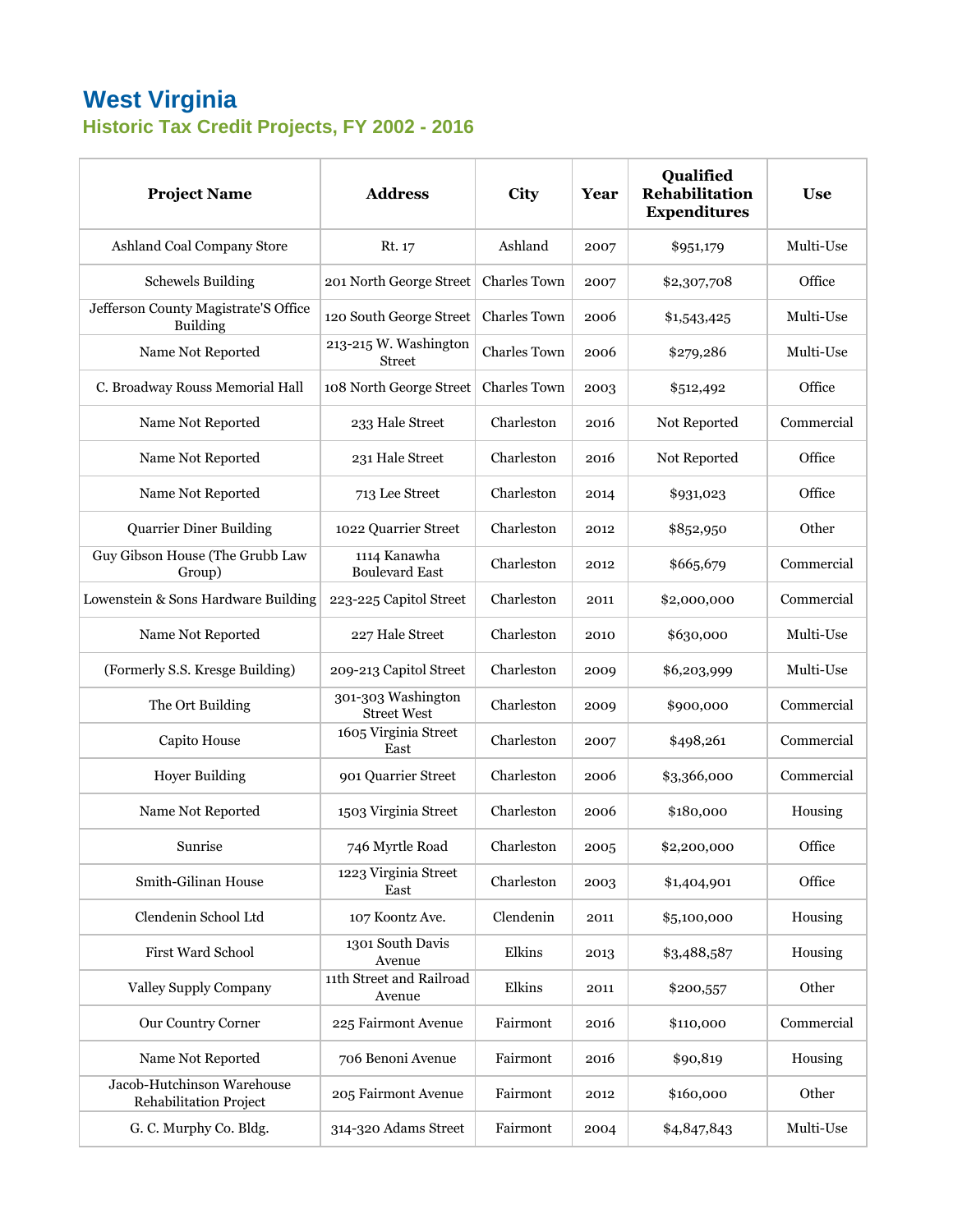# West Virginia

## Historic Tax Credit Projects, FY 2002 - 2016

| Project Name | Address | City | Year | Qualified Rehabilitation Expenditures | Use |
|---|---|---|---|---|---|
| Ashland Coal Company Store | Rt. 17 | Ashland | 2007 | $951,179 | Multi-Use |
| Schewels Building | 201 North George Street | Charles Town | 2007 | $2,307,708 | Office |
| Jefferson County Magistrate'S Office Building | 120 South George Street | Charles Town | 2006 | $1,543,425 | Multi-Use |
| Name Not Reported | 213-215 W. Washington Street | Charles Town | 2006 | $279,286 | Multi-Use |
| C. Broadway Rouss Memorial Hall | 108 North George Street | Charles Town | 2003 | $512,492 | Office |
| Name Not Reported | 233 Hale Street | Charleston | 2016 | Not Reported | Commercial |
| Name Not Reported | 231 Hale Street | Charleston | 2016 | Not Reported | Office |
| Name Not Reported | 713 Lee Street | Charleston | 2014 | $931,023 | Office |
| Quarrier Diner Building | 1022 Quarrier Street | Charleston | 2012 | $852,950 | Other |
| Guy Gibson House (The Grubb Law Group) | 1114 Kanawha Boulevard East | Charleston | 2012 | $665,679 | Commercial |
| Lowenstein & Sons Hardware Building | 223-225 Capitol Street | Charleston | 2011 | $2,000,000 | Commercial |
| Name Not Reported | 227 Hale Street | Charleston | 2010 | $630,000 | Multi-Use |
| (Formerly S.S. Kresge Building) | 209-213 Capitol Street | Charleston | 2009 | $6,203,999 | Multi-Use |
| The Ort Building | 301-303 Washington Street West | Charleston | 2009 | $900,000 | Commercial |
| Capito House | 1605 Virginia Street East | Charleston | 2007 | $498,261 | Commercial |
| Hoyer Building | 901 Quarrier Street | Charleston | 2006 | $3,366,000 | Commercial |
| Name Not Reported | 1503 Virginia Street | Charleston | 2006 | $180,000 | Housing |
| Sunrise | 746 Myrtle Road | Charleston | 2005 | $2,200,000 | Office |
| Smith-Gilinan House | 1223 Virginia Street East | Charleston | 2003 | $1,404,901 | Office |
| Clendenin School Ltd | 107 Koontz Ave. | Clendenin | 2011 | $5,100,000 | Housing |
| First Ward School | 1301 South Davis Avenue | Elkins | 2013 | $3,488,587 | Housing |
| Valley Supply Company | 11th Street and Railroad Avenue | Elkins | 2011 | $200,557 | Other |
| Our Country Corner | 225 Fairmont Avenue | Fairmont | 2016 | $110,000 | Commercial |
| Name Not Reported | 706 Benoni Avenue | Fairmont | 2016 | $90,819 | Housing |
| Jacob-Hutchinson Warehouse Rehabilitation Project | 205 Fairmont Avenue | Fairmont | 2012 | $160,000 | Other |
| G. C. Murphy Co. Bldg. | 314-320 Adams Street | Fairmont | 2004 | $4,847,843 | Multi-Use |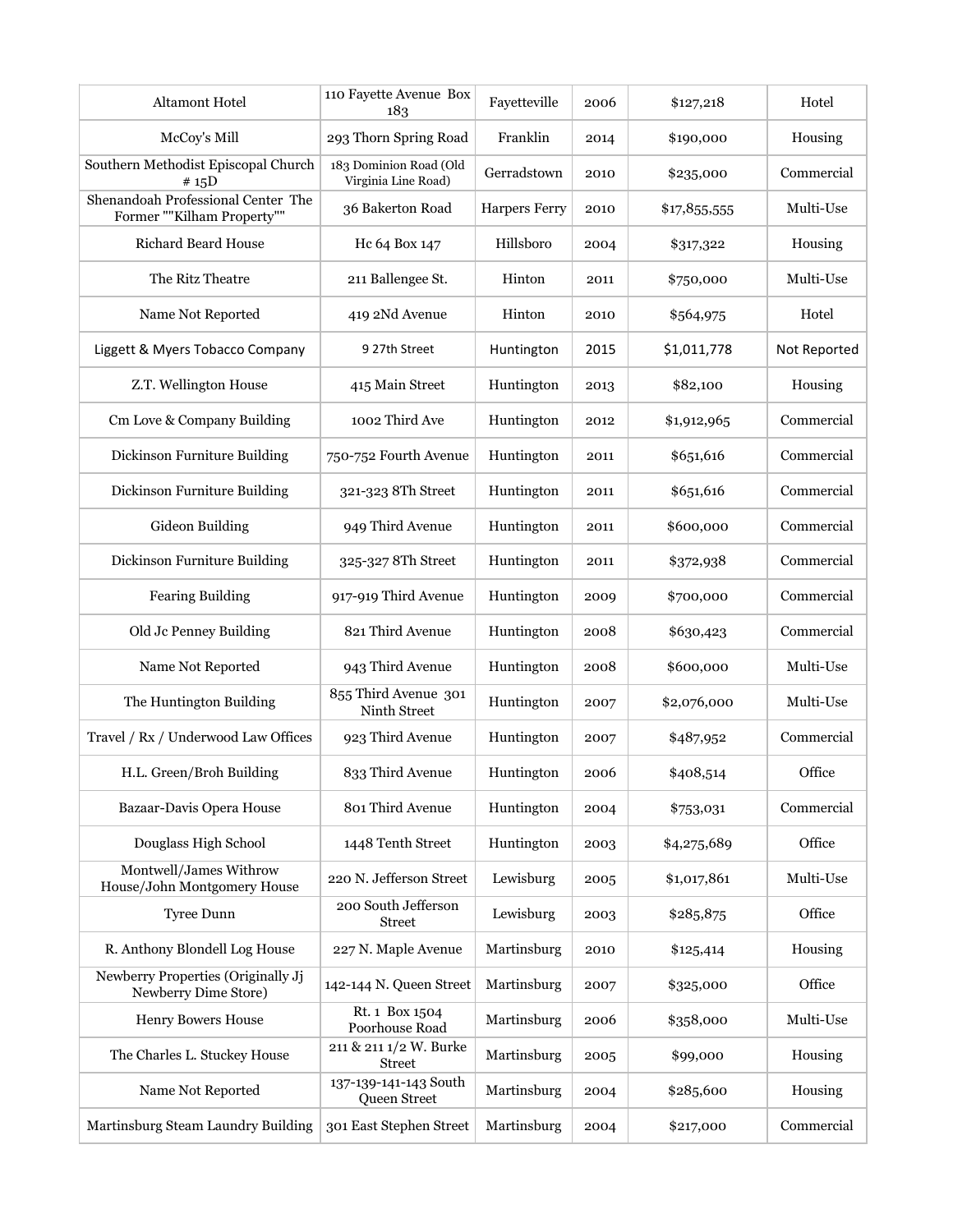| | | | | | |
|---|---|---|---|---|---|
| Altamont Hotel | 110 Fayette Avenue Box 183 | Fayetteville | 2006 | $127,218 | Hotel |
| McCoy's Mill | 293 Thorn Spring Road | Franklin | 2014 | $190,000 | Housing |
| Southern Methodist Episcopal Church # 15D | 183 Dominion Road (Old Virginia Line Road) | Gerradstown | 2010 | $235,000 | Commercial |
| Shenandoah Professional Center The Former ""Kilham Property"" | 36 Bakerton Road | Harpers Ferry | 2010 | $17,855,555 | Multi-Use |
| Richard Beard House | Hc 64 Box 147 | Hillsboro | 2004 | $317,322 | Housing |
| The Ritz Theatre | 211 Ballengee St. | Hinton | 2011 | $750,000 | Multi-Use |
| Name Not Reported | 419 2Nd Avenue | Hinton | 2010 | $564,975 | Hotel |
| Liggett & Myers Tobacco Company | 9 27th Street | Huntington | 2015 | $1,011,778 | Not Reported |
| Z.T. Wellington House | 415 Main Street | Huntington | 2013 | $82,100 | Housing |
| Cm Love & Company Building | 1002 Third Ave | Huntington | 2012 | $1,912,965 | Commercial |
| Dickinson Furniture Building | 750-752 Fourth Avenue | Huntington | 2011 | $651,616 | Commercial |
| Dickinson Furniture Building | 321-323 8Th Street | Huntington | 2011 | $651,616 | Commercial |
| Gideon Building | 949 Third Avenue | Huntington | 2011 | $600,000 | Commercial |
| Dickinson Furniture Building | 325-327 8Th Street | Huntington | 2011 | $372,938 | Commercial |
| Fearing Building | 917-919 Third Avenue | Huntington | 2009 | $700,000 | Commercial |
| Old Jc Penney Building | 821 Third Avenue | Huntington | 2008 | $630,423 | Commercial |
| Name Not Reported | 943 Third Avenue | Huntington | 2008 | $600,000 | Multi-Use |
| The Huntington Building | 855 Third Avenue 301 Ninth Street | Huntington | 2007 | $2,076,000 | Multi-Use |
| Travel / Rx / Underwood Law Offices | 923 Third Avenue | Huntington | 2007 | $487,952 | Commercial |
| H.L. Green/Broh Building | 833 Third Avenue | Huntington | 2006 | $408,514 | Office |
| Bazaar-Davis Opera House | 801 Third Avenue | Huntington | 2004 | $753,031 | Commercial |
| Douglass High School | 1448 Tenth Street | Huntington | 2003 | $4,275,689 | Office |
| Montwell/James Withrow House/John Montgomery House | 220 N. Jefferson Street | Lewisburg | 2005 | $1,017,861 | Multi-Use |
| Tyree Dunn | 200 South Jefferson Street | Lewisburg | 2003 | $285,875 | Office |
| R. Anthony Blondell Log House | 227 N. Maple Avenue | Martinsburg | 2010 | $125,414 | Housing |
| Newberry Properties (Originally Jj Newberry Dime Store) | 142-144 N. Queen Street | Martinsburg | 2007 | $325,000 | Office |
| Henry Bowers House | Rt. 1 Box 1504 Poorhouse Road | Martinsburg | 2006 | $358,000 | Multi-Use |
| The Charles L. Stuckey House | 211 & 211 1/2 W. Burke Street | Martinsburg | 2005 | $99,000 | Housing |
| Name Not Reported | 137-139-141-143 South Queen Street | Martinsburg | 2004 | $285,600 | Housing |
| Martinsburg Steam Laundry Building | 301 East Stephen Street | Martinsburg | 2004 | $217,000 | Commercial |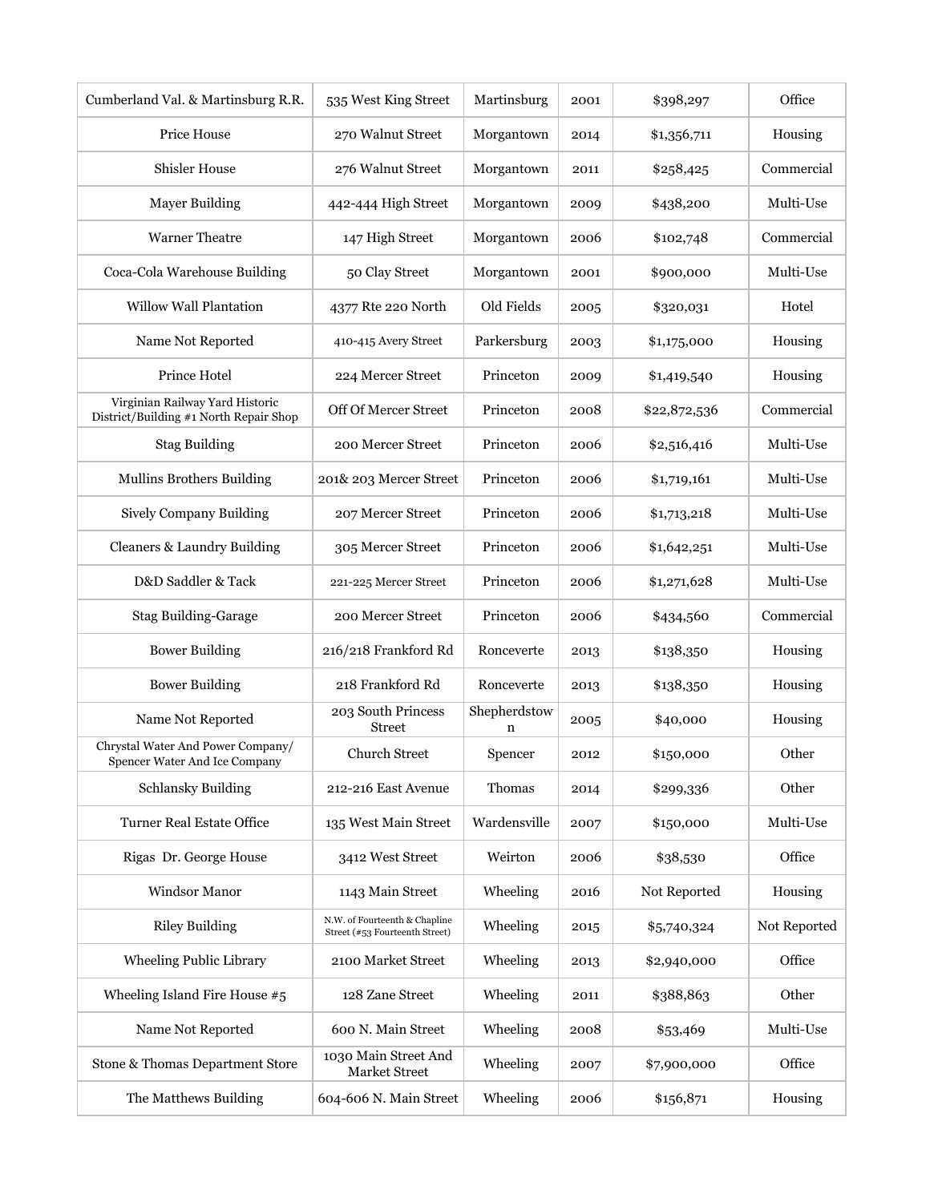| | | | | | |
|---|---|---|---|---|---|
| Cumberland Val. & Martinsburg R.R. | 535 West King Street | Martinsburg | 2001 | $398,297 | Office |
| Price House | 270 Walnut Street | Morgantown | 2014 | $1,356,711 | Housing |
| Shisler House | 276 Walnut Street | Morgantown | 2011 | $258,425 | Commercial |
| Mayer Building | 442-444 High Street | Morgantown | 2009 | $438,200 | Multi-Use |
| Warner Theatre | 147 High Street | Morgantown | 2006 | $102,748 | Commercial |
| Coca-Cola Warehouse Building | 50 Clay Street | Morgantown | 2001 | $900,000 | Multi-Use |
| Willow Wall Plantation | 4377 Rte 220 North | Old Fields | 2005 | $320,031 | Hotel |
| Name Not Reported | 410-415 Avery Street | Parkersburg | 2003 | $1,175,000 | Housing |
| Prince Hotel | 224 Mercer Street | Princeton | 2009 | $1,419,540 | Housing |
| Virginian Railway Yard Historic District/Building #1 North Repair Shop | Off Of Mercer Street | Princeton | 2008 | $22,872,536 | Commercial |
| Stag Building | 200 Mercer Street | Princeton | 2006 | $2,516,416 | Multi-Use |
| Mullins Brothers Building | 201& 203 Mercer Street | Princeton | 2006 | $1,719,161 | Multi-Use |
| Sively Company Building | 207 Mercer Street | Princeton | 2006 | $1,713,218 | Multi-Use |
| Cleaners & Laundry Building | 305 Mercer Street | Princeton | 2006 | $1,642,251 | Multi-Use |
| D&D Saddler & Tack | 221-225 Mercer Street | Princeton | 2006 | $1,271,628 | Multi-Use |
| Stag Building-Garage | 200 Mercer Street | Princeton | 2006 | $434,560 | Commercial |
| Bower Building | 216/218 Frankford Rd | Ronceverte | 2013 | $138,350 | Housing |
| Bower Building | 218 Frankford Rd | Ronceverte | 2013 | $138,350 | Housing |
| Name Not Reported | 203 South Princess Street | Shepherdstown | 2005 | $40,000 | Housing |
| Chrystal Water And Power Company/ Spencer Water And Ice Company | Church Street | Spencer | 2012 | $150,000 | Other |
| Schlansky Building | 212-216 East Avenue | Thomas | 2014 | $299,336 | Other |
| Turner Real Estate Office | 135 West Main Street | Wardensville | 2007 | $150,000 | Multi-Use |
| Rigas Dr. George House | 3412 West Street | Weirton | 2006 | $38,530 | Office |
| Windsor Manor | 1143 Main Street | Wheeling | 2016 | Not Reported | Housing |
| Riley Building | N.W. of Fourteenth & Chapline Street (#53 Fourteenth Street) | Wheeling | 2015 | $5,740,324 | Not Reported |
| Wheeling Public Library | 2100 Market Street | Wheeling | 2013 | $2,940,000 | Office |
| Wheeling Island Fire House #5 | 128 Zane Street | Wheeling | 2011 | $388,863 | Other |
| Name Not Reported | 600 N. Main Street | Wheeling | 2008 | $53,469 | Multi-Use |
| Stone & Thomas Department Store | 1030 Main Street And Market Street | Wheeling | 2007 | $7,900,000 | Office |
| The Matthews Building | 604-606 N. Main Street | Wheeling | 2006 | $156,871 | Housing |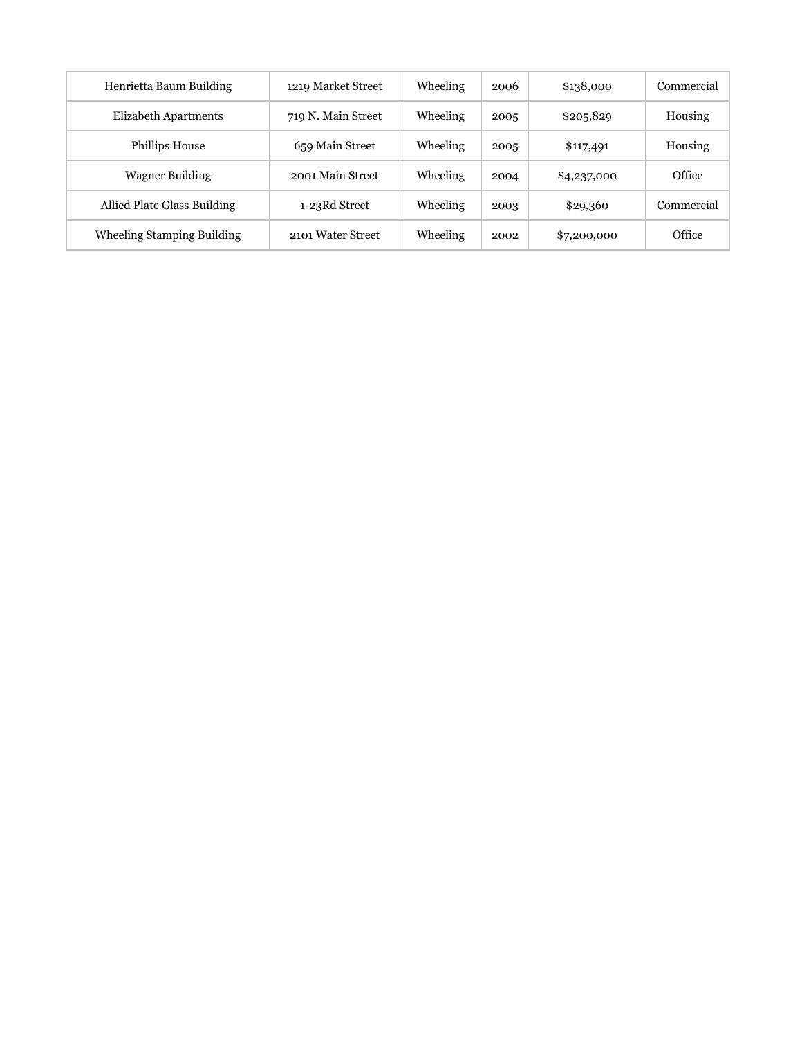| | | | | | |
|---|---|---|---|---|---|
| Henrietta Baum Building | 1219 Market Street | Wheeling | 2006 | $138,000 | Commercial |
| Elizabeth Apartments | 719 N. Main Street | Wheeling | 2005 | $205,829 | Housing |
| Phillips House | 659 Main Street | Wheeling | 2005 | $117,491 | Housing |
| Wagner Building | 2001 Main Street | Wheeling | 2004 | $4,237,000 | Office |
| Allied Plate Glass Building | 1-23Rd Street | Wheeling | 2003 | $29,360 | Commercial |
| Wheeling Stamping Building | 2101 Water Street | Wheeling | 2002 | $7,200,000 | Office |